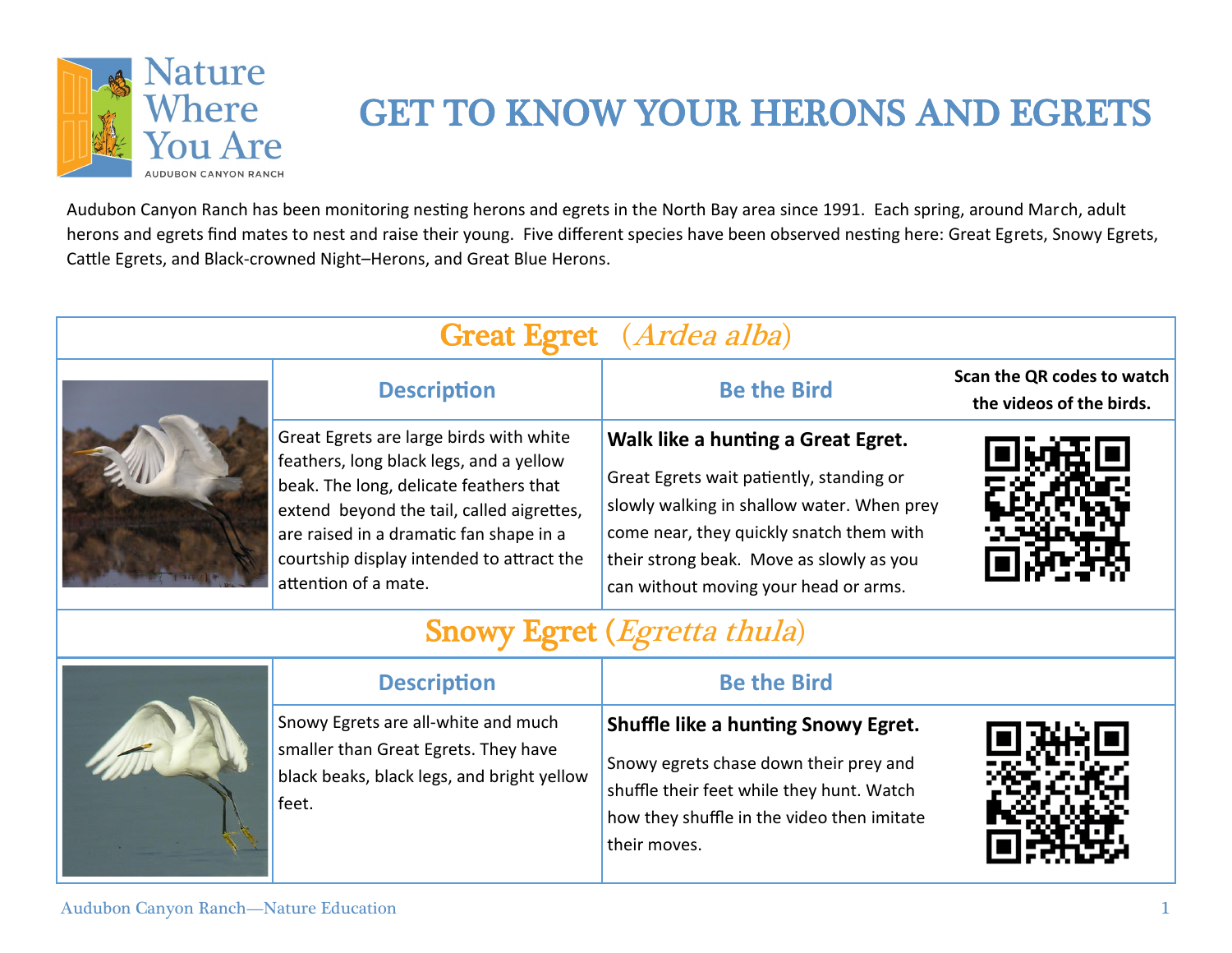# GET TO KNOW YOUR HERONS AND EGRETS

Audubon Canyon Ranch has been monitoring nesting herons and egrets in the North Bay area since 1991. Each spring, around March, adult herons and egrets find mates to nest and raise their young. Five different species have been observed nesting here: Great Egrets, Snowy Egrets, Cattle Egrets, and Black-crowned Night–Herons, and Great Blue Herons.

## Great Egret (*Ardea alba*)

| | Description | Be the Bird | Scan the QR codes to watch the videos of the birds. |
|---|---|---|---|
| | Great Egrets are large birds with white feathers, long black legs, and a yellow beak. The long, delicate feathers that extend beyond the tail, called aigrettes, are raised in a dramatic fan shape in a courtship display intended to attract the attention of a mate. | **Walk like a hunting a Great Egret.** Great Egrets wait patiently, standing or slowly walking in shallow water. When prey come near, they quickly snatch them with their strong beak. Move as slowly as you can without moving your head or arms. | |

## Snowy Egret (*Egretta thula*)

| | Description | Be the Bird | |
|---|---|---|---|
| | Snowy Egrets are all-white and much smaller than Great Egrets. They have black beaks, black legs, and bright yellow feet. | **Shuffle like a hunting Snowy Egret.** Snowy egrets chase down their prey and shuffle their feet while they hunt. Watch how they shuffle in the video then imitate their moves. | |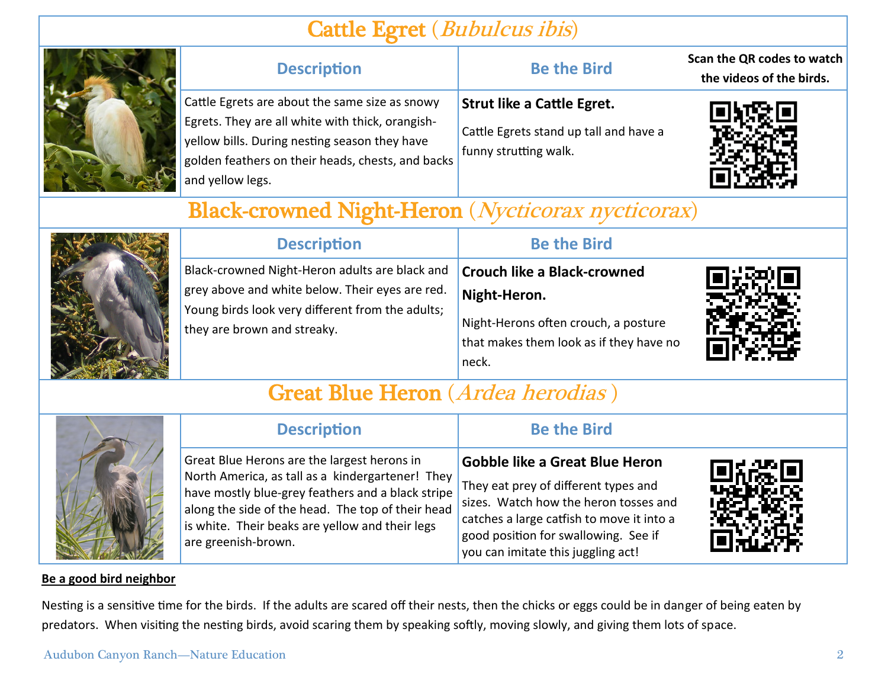## Cattle Egret (*Bubulcus ibis*)

| Description | Be the Bird | Scan the QR codes to watch the videos of the birds. |
|---|---|---|
| Cattle Egrets are about the same size as snowy Egrets. They are all white with thick, orangish-yellow bills. During nesting season they have golden feathers on their heads, chests, and backs and yellow legs. | **Strut like a Cattle Egret.** Cattle Egrets stand up tall and have a funny strutting walk. | |

## Black-crowned Night-Heron (*Nycticorax nycticorax*)

| Description | Be the Bird |
|---|---|
| Black-crowned Night-Heron adults are black and grey above and white below. Their eyes are red. Young birds look very different from the adults; they are brown and streaky. | **Crouch like a Black-crowned Night-Heron.** Night-Herons often crouch, a posture that makes them look as if they have no neck. |

## Great Blue Heron (*Ardea herodias* )

| Description | Be the Bird |
|---|---|
| Great Blue Herons are the largest herons in North America, as tall as a kindergartener! They have mostly blue-grey feathers and a black stripe along the side of the head. The top of their head is white. Their beaks are yellow and their legs are greenish-brown. | **Gobble like a Great Blue Heron** They eat prey of different types and sizes. Watch how the heron tosses and catches a large catfish to move it into a good position for swallowing. See if you can imitate this juggling act! |

**Be a good bird neighbor**

Nesting is a sensitive time for the birds. If the adults are scared off their nests, then the chicks or eggs could be in danger of being eaten by predators. When visiting the nesting birds, avoid scaring them by speaking softly, moving slowly, and giving them lots of space.